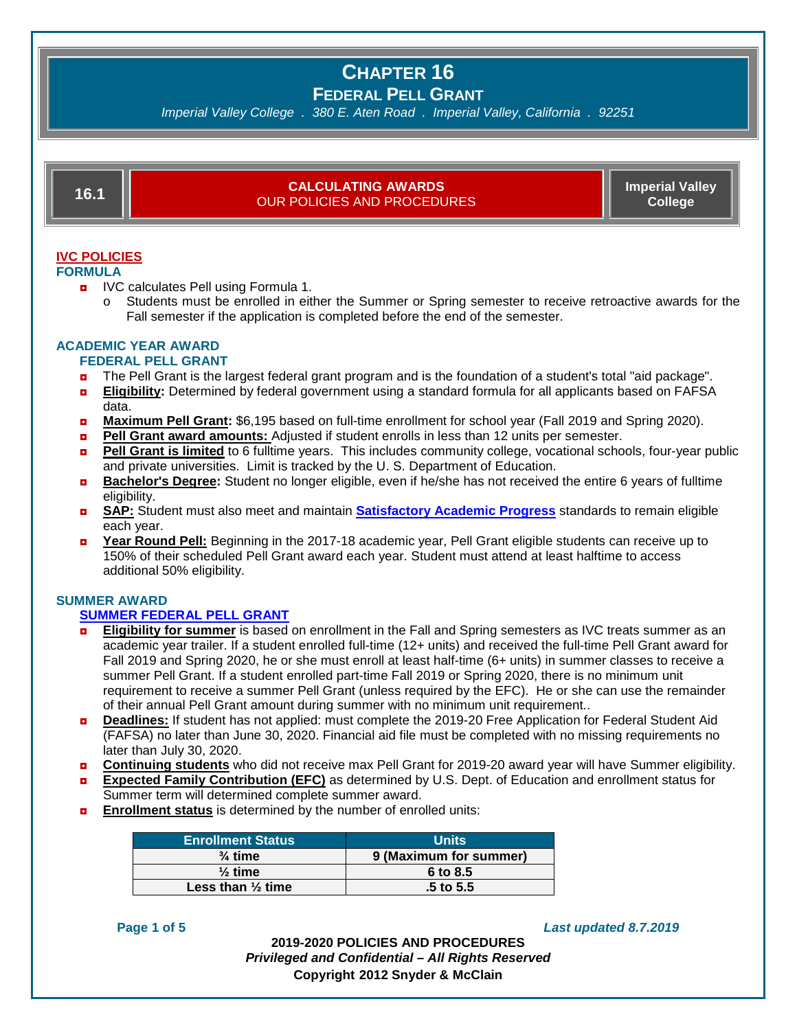# CHAPTER 16

## FEDERAL PELL GRANT

*Imperial Valley College . 380 E. Aten Road . Imperial Valley, California . 92251*

| 16.1 | **CALCULATING AWARDS** OUR POLICIES AND PROCEDURES | **Imperial Valley College** |
|---|---|---|

### IVC POLICIES

#### FORMULA

- IVC calculates Pell using Formula 1.
  - Students must be enrolled in either the Summer or Spring semester to receive retroactive awards for the Fall semester if the application is completed before the end of the semester.

### ACADEMIC YEAR AWARD

#### FEDERAL PELL GRANT

- The Pell Grant is the largest federal grant program and is the foundation of a student's total "aid package".
- **Eligibility:** Determined by federal government using a standard formula for all applicants based on FAFSA data.
- **Maximum Pell Grant:** $6,195 based on full-time enrollment for school year (Fall 2019 and Spring 2020).
- **Pell Grant award amounts:** Adjusted if student enrolls in less than 12 units per semester.
- **Pell Grant is limited** to 6 fulltime years. This includes community college, vocational schools, four-year public and private universities. Limit is tracked by the U. S. Department of Education.
- **Bachelor's Degree:** Student no longer eligible, even if he/she has not received the entire 6 years of fulltime eligibility.
- **SAP:** Student must also meet and maintain **Satisfactory Academic Progress** standards to remain eligible each year.
- **Year Round Pell:** Beginning in the 2017-18 academic year, Pell Grant eligible students can receive up to 150% of their scheduled Pell Grant award each year. Student must attend at least halftime to access additional 50% eligibility.

### SUMMER AWARD

#### SUMMER FEDERAL PELL GRANT

- **Eligibility for summer** is based on enrollment in the Fall and Spring semesters as IVC treats summer as an academic year trailer. If a student enrolled full-time (12+ units) and received the full-time Pell Grant award for Fall 2019 and Spring 2020, he or she must enroll at least half-time (6+ units) in summer classes to receive a summer Pell Grant. If a student enrolled part-time Fall 2019 or Spring 2020, there is no minimum unit requirement to receive a summer Pell Grant (unless required by the EFC). He or she can use the remainder of their annual Pell Grant amount during summer with no minimum unit requirement..
- **Deadlines:** If student has not applied: must complete the 2019-20 Free Application for Federal Student Aid (FAFSA) no later than June 30, 2020. Financial aid file must be completed with no missing requirements no later than July 30, 2020.
- **Continuing students** who did not receive max Pell Grant for 2019-20 award year will have Summer eligibility.
- **Expected Family Contribution (EFC)** as determined by U.S. Dept. of Education and enrollment status for Summer term will determined complete summer award.
- **Enrollment status** is determined by the number of enrolled units:

| Enrollment Status | Units |
|---|---|
| ¾ time | 9 (Maximum for summer) |
| ½ time | 6 to 8.5 |
| Less than ½ time | .5 to 5.5 |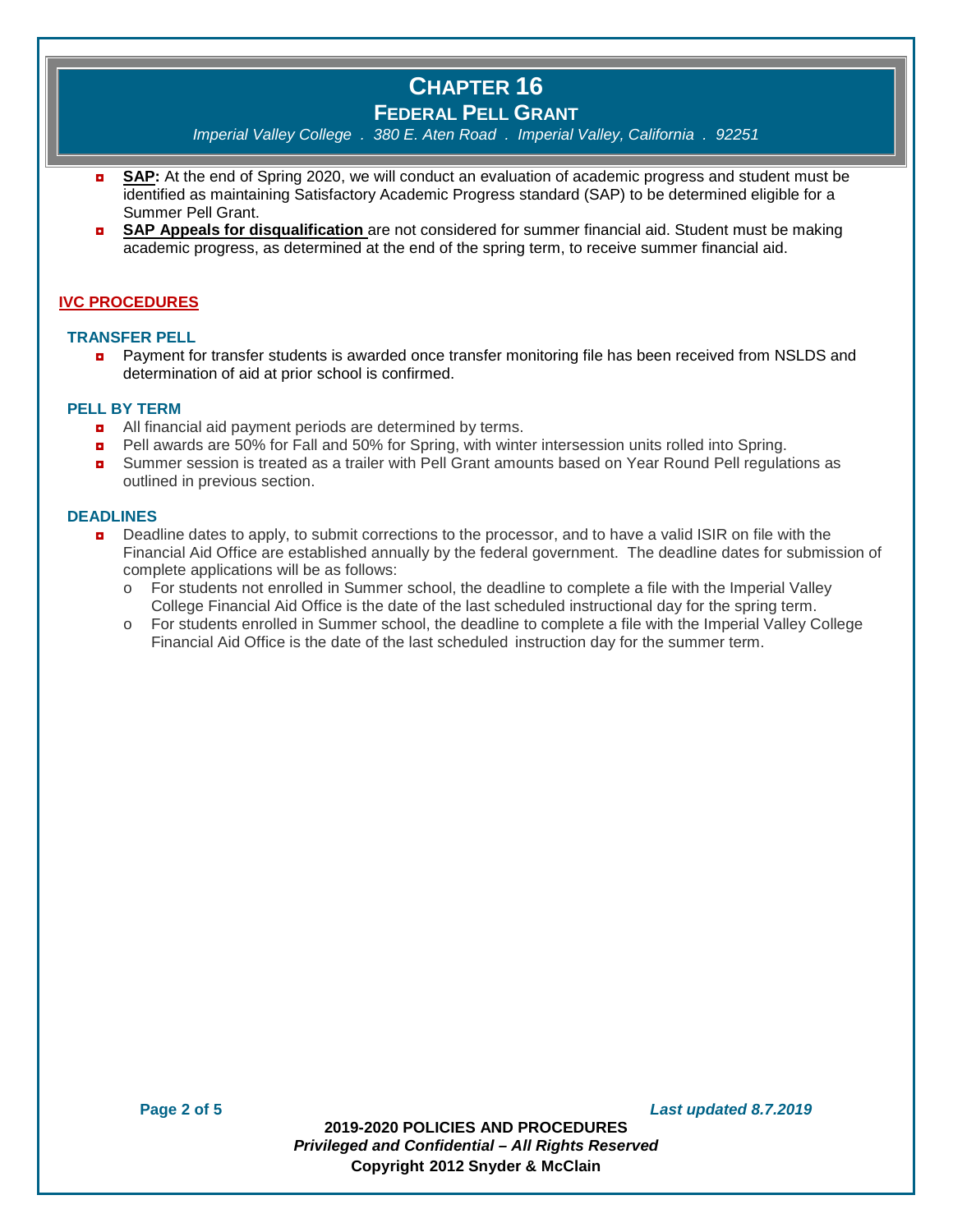- **SAP:** At the end of Spring 2020, we will conduct an evaluation of academic progress and student must be identified as maintaining Satisfactory Academic Progress standard (SAP) to be determined eligible for a Summer Pell Grant.
- **SAP Appeals for disqualification** are not considered for summer financial aid. Student must be making academic progress, as determined at the end of the spring term, to receive summer financial aid.

## IVC PROCEDURES

### TRANSFER PELL

- Payment for transfer students is awarded once transfer monitoring file has been received from NSLDS and determination of aid at prior school is confirmed.

### PELL BY TERM

- All financial aid payment periods are determined by terms.
- Pell awards are 50% for Fall and 50% for Spring, with winter intersession units rolled into Spring.
- Summer session is treated as a trailer with Pell Grant amounts based on Year Round Pell regulations as outlined in previous section.

### DEADLINES

- Deadline dates to apply, to submit corrections to the processor, and to have a valid ISIR on file with the Financial Aid Office are established annually by the federal government. The deadline dates for submission of complete applications will be as follows:
  - For students not enrolled in Summer school, the deadline to complete a file with the Imperial Valley College Financial Aid Office is the date of the last scheduled instructional day for the spring term.
  - For students enrolled in Summer school, the deadline to complete a file with the Imperial Valley College Financial Aid Office is the date of the last scheduled instruction day for the summer term.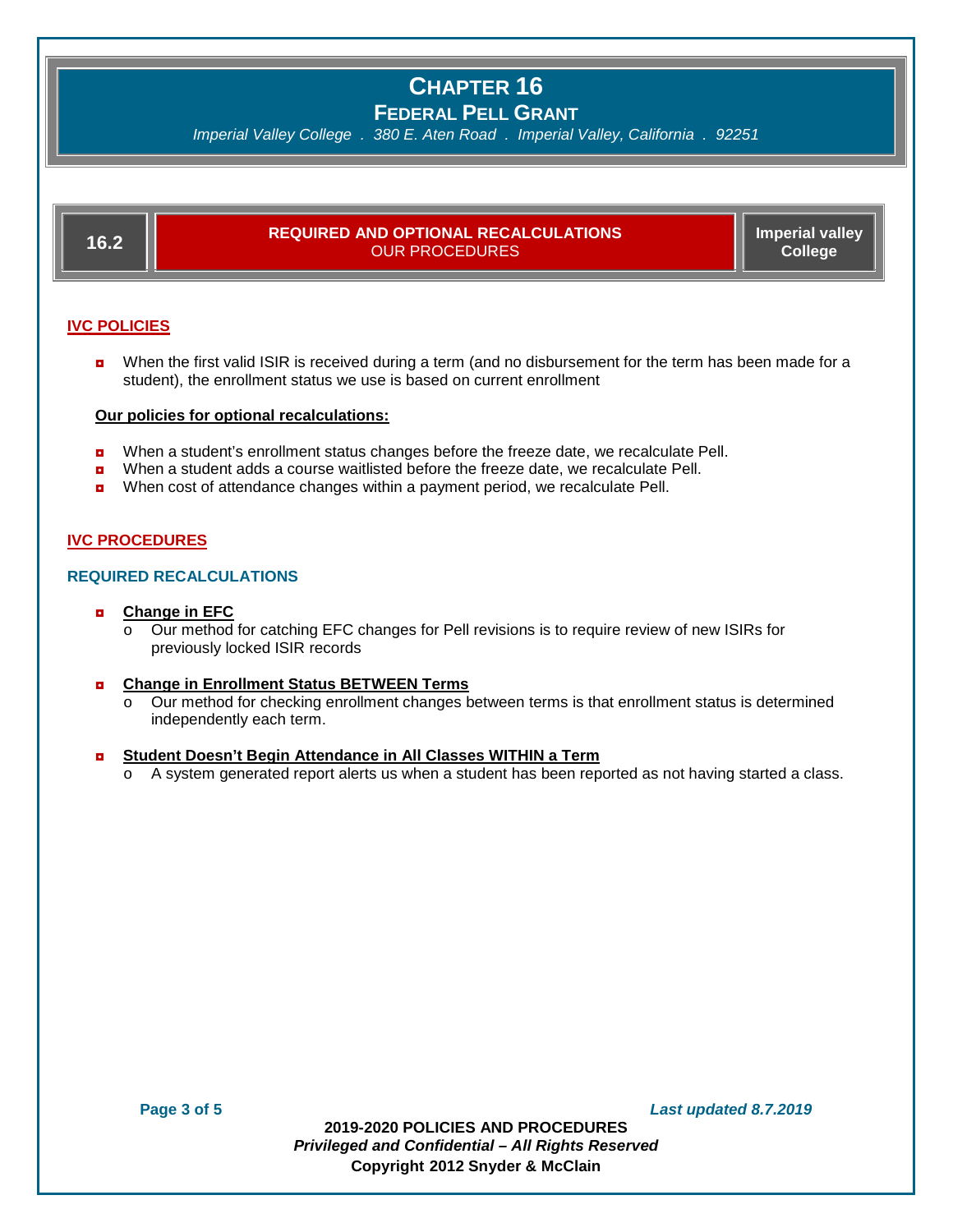# CHAPTER 16

## FEDERAL PELL GRANT

*Imperial Valley College . 380 E. Aten Road . Imperial Valley, California . 92251*

| 16.2 | **REQUIRED AND OPTIONAL RECALCULATIONS** OUR PROCEDURES | **Imperial valley College** |
|---|---|---|

### IVC POLICIES

- When the first valid ISIR is received during a term (and no disbursement for the term has been made for a student), the enrollment status we use is based on current enrollment

**Our policies for optional recalculations:**

- When a student's enrollment status changes before the freeze date, we recalculate Pell.
- When a student adds a course waitlisted before the freeze date, we recalculate Pell.
- When cost of attendance changes within a payment period, we recalculate Pell.

### IVC PROCEDURES

#### REQUIRED RECALCULATIONS

- **Change in EFC**
  - Our method for catching EFC changes for Pell revisions is to require review of new ISIRs for previously locked ISIR records

- **Change in Enrollment Status BETWEEN Terms**
  - Our method for checking enrollment changes between terms is that enrollment status is determined independently each term.

- **Student Doesn't Begin Attendance in All Classes WITHIN a Term**
  - A system generated report alerts us when a student has been reported as not having started a class.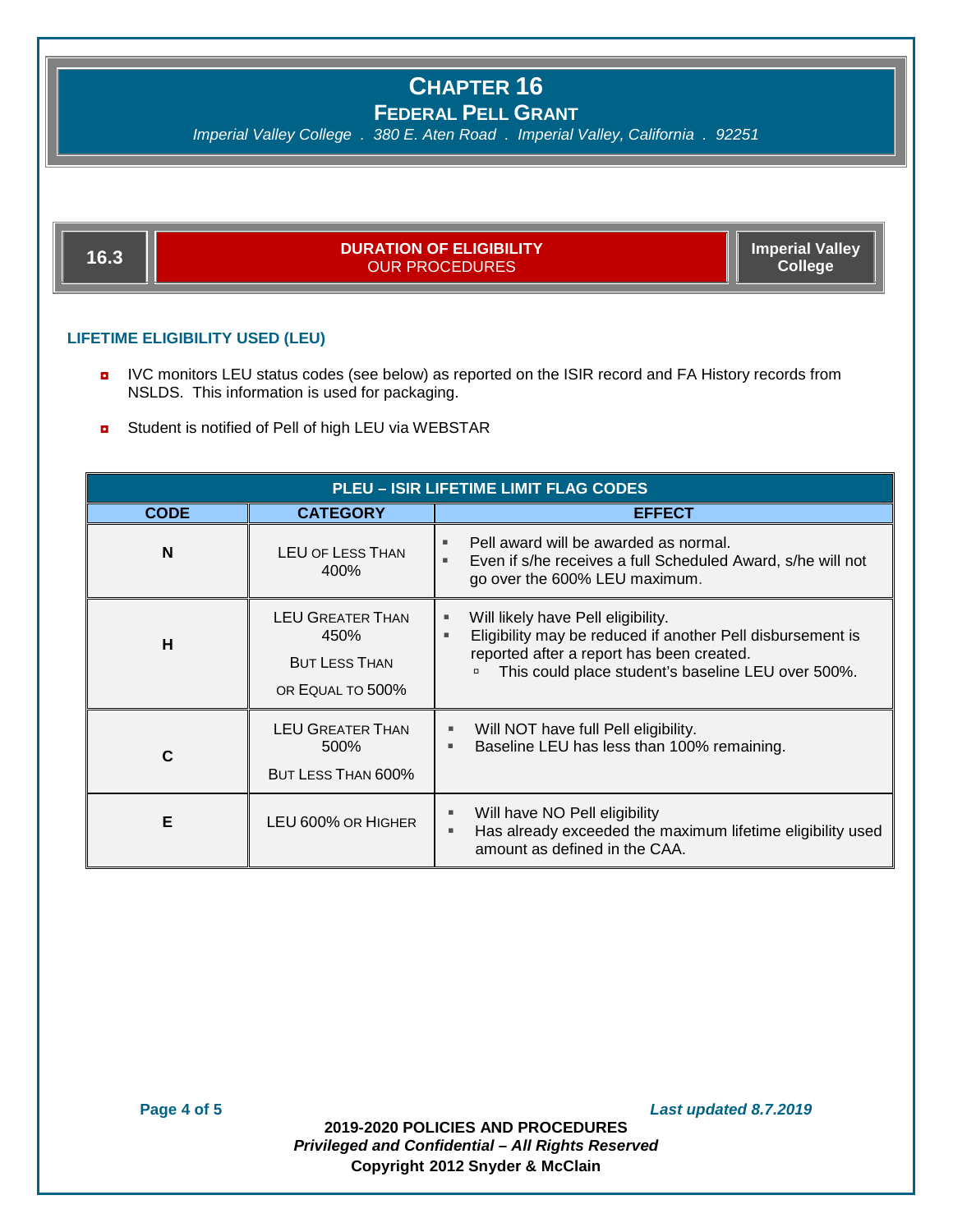# Chapter 16

## Federal Pell Grant

*Imperial Valley College . 380 E. Aten Road . Imperial Valley, California . 92251*

| 16.3 | **DURATION OF ELIGIBILITY** OUR PROCEDURES | **Imperial Valley College** |
|---|---|---|

### LIFETIME ELIGIBILITY USED (LEU)

- IVC monitors LEU status codes (see below) as reported on the ISIR record and FA History records from NSLDS. This information is used for packaging.
- Student is notified of Pell of high LEU via WEBSTAR

| PLEU – ISIR LIFETIME LIMIT FLAG CODES | | |
|---|---|---|
| **CODE** | **CATEGORY** | **EFFECT** |
| **N** | LEU of Less Than 400% | ▪ Pell award will be awarded as normal.<br>▪ Even if s/he receives a full Scheduled Award, s/he will not go over the 600% LEU maximum. |
| **H** | LEU Greater Than 450% But Less Than or Equal to 500% | ▪ Will likely have Pell eligibility.<br>▪ Eligibility may be reduced if another Pell disbursement is reported after a report has been created.<br>&nbsp;&nbsp;▫ This could place student's baseline LEU over 500%. |
| **C** | LEU Greater Than 500% But Less Than 600% | ▪ Will NOT have full Pell eligibility.<br>▪ Baseline LEU has less than 100% remaining. |
| **E** | LEU 600% or Higher | ▪ Will have NO Pell eligibility<br>▪ Has already exceeded the maximum lifetime eligibility used amount as defined in the CAA. |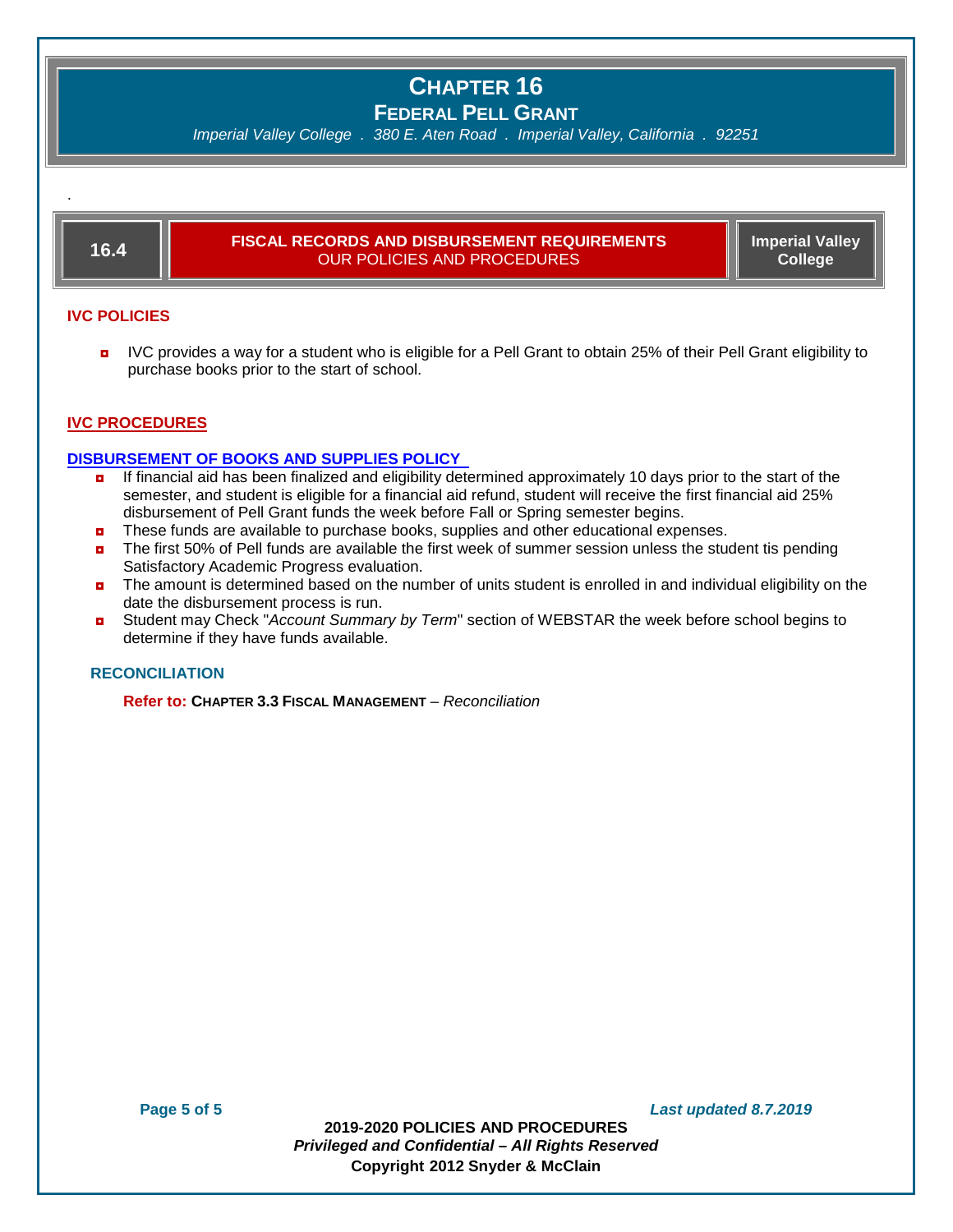# CHAPTER 16
## FEDERAL PELL GRANT

*Imperial Valley College . 380 E. Aten Road . Imperial Valley, California . 92251*

.

| 16.4 | FISCAL RECORDS AND DISBURSEMENT REQUIREMENTS<br>OUR POLICIES AND PROCEDURES | Imperial Valley College |
|---|---|---|

### IVC POLICIES

- IVC provides a way for a student who is eligible for a Pell Grant to obtain 25% of their Pell Grant eligibility to purchase books prior to the start of school.

### IVC PROCEDURES

#### DISBURSEMENT OF BOOKS AND SUPPLIES POLICY

- If financial aid has been finalized and eligibility determined approximately 10 days prior to the start of the semester, and student is eligible for a financial aid refund, student will receive the first financial aid 25% disbursement of Pell Grant funds the week before Fall or Spring semester begins.
- These funds are available to purchase books, supplies and other educational expenses.
- The first 50% of Pell funds are available the first week of summer session unless the student tis pending Satisfactory Academic Progress evaluation.
- The amount is determined based on the number of units student is enrolled in and individual eligibility on the date the disbursement process is run.
- Student may Check "*Account Summary by Term*" section of WEBSTAR the week before school begins to determine if they have funds available.

#### RECONCILIATION

**Refer to:** **CHAPTER 3.3 FISCAL MANAGEMENT** – *Reconciliation*